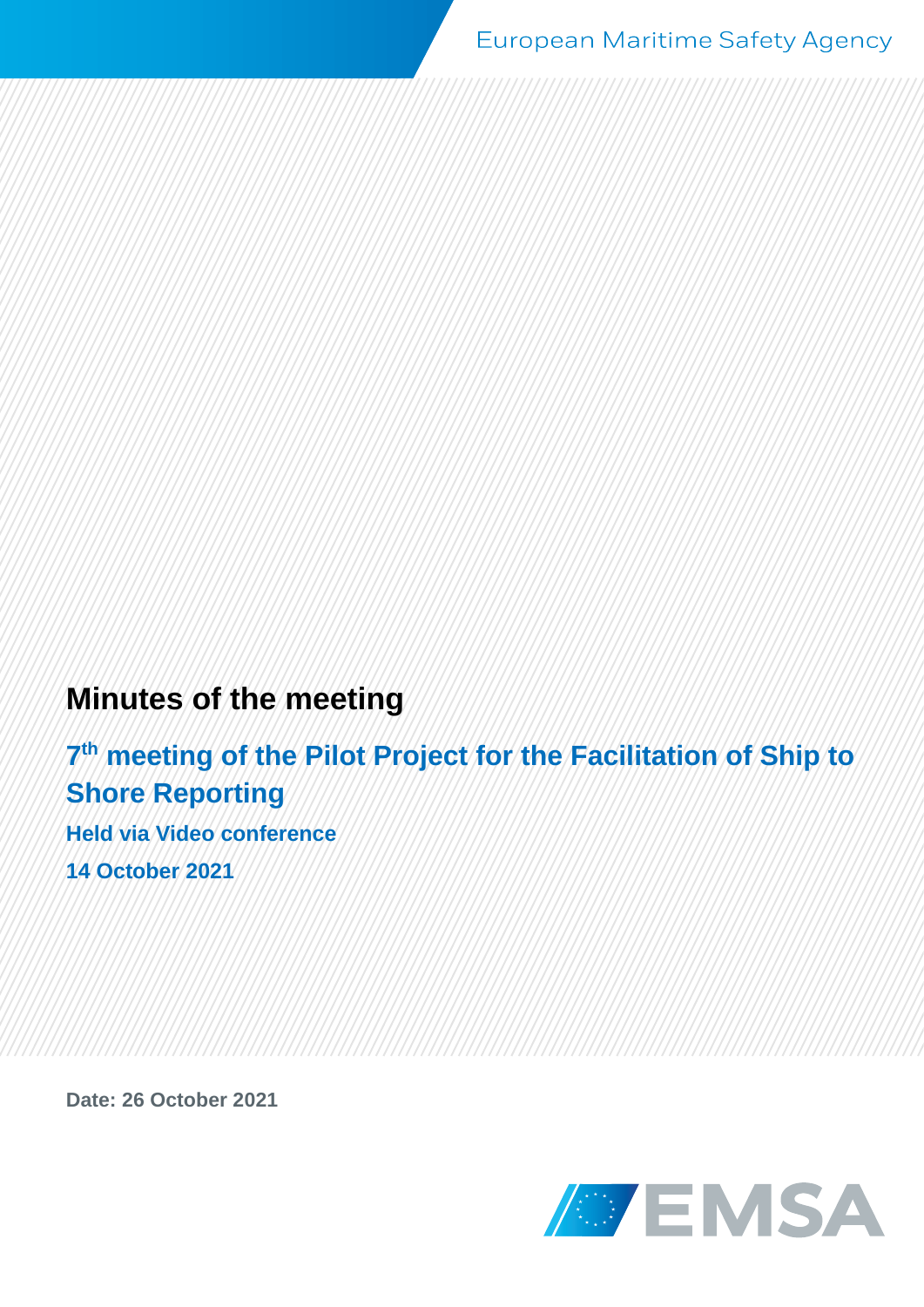European Maritime Safety Agency

# Minutes of the meeting

## 7th meeting of the Pilot Project for the Facilitation of Ship to Shore Reporting

**Held via Video conference**

**14 October 2021**

**Date: 26 October 2021**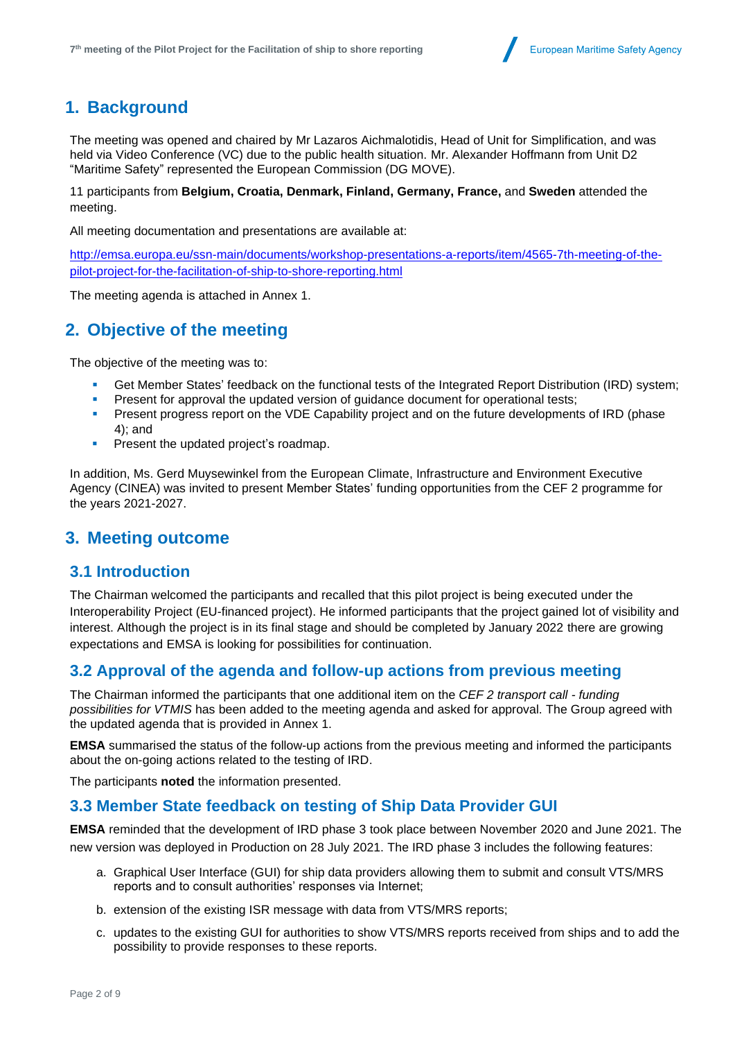## 1. Background

The meeting was opened and chaired by Mr Lazaros Aichmalotidis, Head of Unit for Simplification, and was held via Video Conference (VC) due to the public health situation. Mr. Alexander Hoffmann from Unit D2 "Maritime Safety" represented the European Commission (DG MOVE).

11 participants from **Belgium, Croatia, Denmark, Finland, Germany, France,** and **Sweden** attended the meeting.

All meeting documentation and presentations are available at:

http://emsa.europa.eu/ssn-main/documents/workshop-presentations-a-reports/item/4565-7th-meeting-of-the-pilot-project-for-the-facilitation-of-ship-to-shore-reporting.html

The meeting agenda is attached in Annex 1.

## 2. Objective of the meeting

The objective of the meeting was to:

- Get Member States' feedback on the functional tests of the Integrated Report Distribution (IRD) system;
- Present for approval the updated version of guidance document for operational tests;
- Present progress report on the VDE Capability project and on the future developments of IRD (phase 4); and
- Present the updated project's roadmap.

In addition, Ms. Gerd Muysewinkel from the European Climate, Infrastructure and Environment Executive Agency (CINEA) was invited to present Member States' funding opportunities from the CEF 2 programme for the years 2021-2027.

## 3. Meeting outcome

### 3.1 Introduction

The Chairman welcomed the participants and recalled that this pilot project is being executed under the Interoperability Project (EU-financed project). He informed participants that the project gained lot of visibility and interest. Although the project is in its final stage and should be completed by January 2022 there are growing expectations and EMSA is looking for possibilities for continuation.

### 3.2 Approval of the agenda and follow-up actions from previous meeting

The Chairman informed the participants that one additional item on the *CEF 2 transport call - funding possibilities for VTMIS* has been added to the meeting agenda and asked for approval. The Group agreed with the updated agenda that is provided in Annex 1.

**EMSA** summarised the status of the follow-up actions from the previous meeting and informed the participants about the on-going actions related to the testing of IRD.

The participants **noted** the information presented.

### 3.3 Member State feedback on testing of Ship Data Provider GUI

**EMSA** reminded that the development of IRD phase 3 took place between November 2020 and June 2021. The new version was deployed in Production on 28 July 2021. The IRD phase 3 includes the following features:

a. Graphical User Interface (GUI) for ship data providers allowing them to submit and consult VTS/MRS reports and to consult authorities' responses via Internet;

b. extension of the existing ISR message with data from VTS/MRS reports;

c. updates to the existing GUI for authorities to show VTS/MRS reports received from ships and to add the possibility to provide responses to these reports.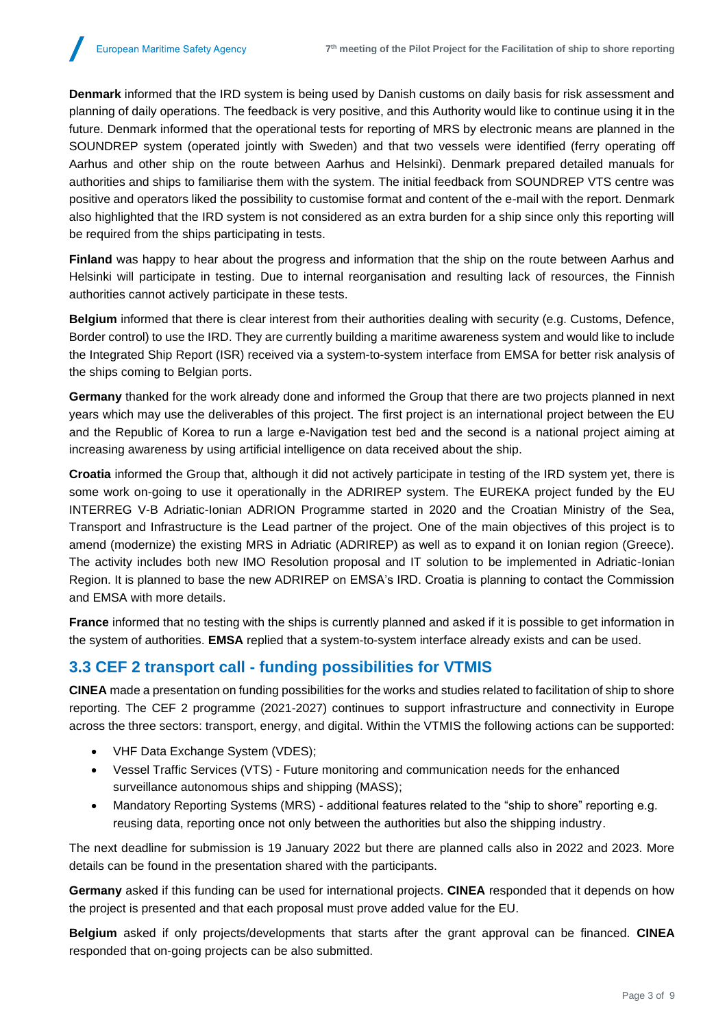**Denmark** informed that the IRD system is being used by Danish customs on daily basis for risk assessment and planning of daily operations. The feedback is very positive, and this Authority would like to continue using it in the future. Denmark informed that the operational tests for reporting of MRS by electronic means are planned in the SOUNDREP system (operated jointly with Sweden) and that two vessels were identified (ferry operating off Aarhus and other ship on the route between Aarhus and Helsinki). Denmark prepared detailed manuals for authorities and ships to familiarise them with the system. The initial feedback from SOUNDREP VTS centre was positive and operators liked the possibility to customise format and content of the e-mail with the report. Denmark also highlighted that the IRD system is not considered as an extra burden for a ship since only this reporting will be required from the ships participating in tests.

**Finland** was happy to hear about the progress and information that the ship on the route between Aarhus and Helsinki will participate in testing. Due to internal reorganisation and resulting lack of resources, the Finnish authorities cannot actively participate in these tests.

**Belgium** informed that there is clear interest from their authorities dealing with security (e.g. Customs, Defence, Border control) to use the IRD. They are currently building a maritime awareness system and would like to include the Integrated Ship Report (ISR) received via a system-to-system interface from EMSA for better risk analysis of the ships coming to Belgian ports.

**Germany** thanked for the work already done and informed the Group that there are two projects planned in next years which may use the deliverables of this project. The first project is an international project between the EU and the Republic of Korea to run a large e-Navigation test bed and the second is a national project aiming at increasing awareness by using artificial intelligence on data received about the ship.

**Croatia** informed the Group that, although it did not actively participate in testing of the IRD system yet, there is some work on-going to use it operationally in the ADRIREP system. The EUREKA project funded by the EU INTERREG V-B Adriatic-Ionian ADRION Programme started in 2020 and the Croatian Ministry of the Sea, Transport and Infrastructure is the Lead partner of the project. One of the main objectives of this project is to amend (modernize) the existing MRS in Adriatic (ADRIREP) as well as to expand it on Ionian region (Greece). The activity includes both new IMO Resolution proposal and IT solution to be implemented in Adriatic-Ionian Region. It is planned to base the new ADRIREP on EMSA's IRD. Croatia is planning to contact the Commission and EMSA with more details.

**France** informed that no testing with the ships is currently planned and asked if it is possible to get information in the system of authorities. **EMSA** replied that a system-to-system interface already exists and can be used.

## 3.3 CEF 2 transport call - funding possibilities for VTMIS

**CINEA** made a presentation on funding possibilities for the works and studies related to facilitation of ship to shore reporting. The CEF 2 programme (2021-2027) continues to support infrastructure and connectivity in Europe across the three sectors: transport, energy, and digital. Within the VTMIS the following actions can be supported:

- VHF Data Exchange System (VDES);
- Vessel Traffic Services (VTS) - Future monitoring and communication needs for the enhanced surveillance autonomous ships and shipping (MASS);
- Mandatory Reporting Systems (MRS) - additional features related to the "ship to shore" reporting e.g. reusing data, reporting once not only between the authorities but also the shipping industry.

The next deadline for submission is 19 January 2022 but there are planned calls also in 2022 and 2023. More details can be found in the presentation shared with the participants.

**Germany** asked if this funding can be used for international projects. **CINEA** responded that it depends on how the project is presented and that each proposal must prove added value for the EU.

**Belgium** asked if only projects/developments that starts after the grant approval can be financed. **CINEA** responded that on-going projects can be also submitted.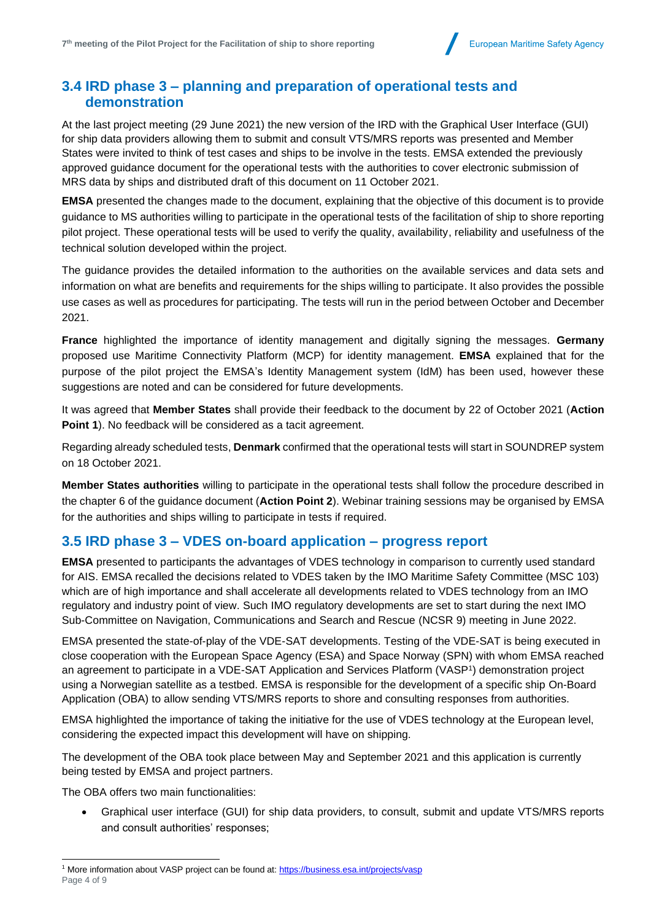## 3.4 IRD phase 3 – planning and preparation of operational tests and demonstration

At the last project meeting (29 June 2021) the new version of the IRD with the Graphical User Interface (GUI) for ship data providers allowing them to submit and consult VTS/MRS reports was presented and Member States were invited to think of test cases and ships to be involve in the tests. EMSA extended the previously approved guidance document for the operational tests with the authorities to cover electronic submission of MRS data by ships and distributed draft of this document on 11 October 2021.

**EMSA** presented the changes made to the document, explaining that the objective of this document is to provide guidance to MS authorities willing to participate in the operational tests of the facilitation of ship to shore reporting pilot project. These operational tests will be used to verify the quality, availability, reliability and usefulness of the technical solution developed within the project.

The guidance provides the detailed information to the authorities on the available services and data sets and information on what are benefits and requirements for the ships willing to participate. It also provides the possible use cases as well as procedures for participating. The tests will run in the period between October and December 2021.

**France** highlighted the importance of identity management and digitally signing the messages. **Germany** proposed use Maritime Connectivity Platform (MCP) for identity management. **EMSA** explained that for the purpose of the pilot project the EMSA's Identity Management system (IdM) has been used, however these suggestions are noted and can be considered for future developments.

It was agreed that **Member States** shall provide their feedback to the document by 22 of October 2021 (**Action Point 1**). No feedback will be considered as a tacit agreement.

Regarding already scheduled tests, **Denmark** confirmed that the operational tests will start in SOUNDREP system on 18 October 2021.

**Member States authorities** willing to participate in the operational tests shall follow the procedure described in the chapter 6 of the guidance document (**Action Point 2**). Webinar training sessions may be organised by EMSA for the authorities and ships willing to participate in tests if required.

## 3.5 IRD phase 3 – VDES on-board application – progress report

**EMSA** presented to participants the advantages of VDES technology in comparison to currently used standard for AIS. EMSA recalled the decisions related to VDES taken by the IMO Maritime Safety Committee (MSC 103) which are of high importance and shall accelerate all developments related to VDES technology from an IMO regulatory and industry point of view. Such IMO regulatory developments are set to start during the next IMO Sub-Committee on Navigation, Communications and Search and Rescue (NCSR 9) meeting in June 2022.

EMSA presented the state-of-play of the VDE-SAT developments. Testing of the VDE-SAT is being executed in close cooperation with the European Space Agency (ESA) and Space Norway (SPN) with whom EMSA reached an agreement to participate in a VDE-SAT Application and Services Platform (VASP[1]) demonstration project using a Norwegian satellite as a testbed. EMSA is responsible for the development of a specific ship On-Board Application (OBA) to allow sending VTS/MRS reports to shore and consulting responses from authorities.

EMSA highlighted the importance of taking the initiative for the use of VDES technology at the European level, considering the expected impact this development will have on shipping.

The development of the OBA took place between May and September 2021 and this application is currently being tested by EMSA and project partners.

The OBA offers two main functionalities:

- Graphical user interface (GUI) for ship data providers, to consult, submit and update VTS/MRS reports and consult authorities' responses;

[1] More information about VASP project can be found at: https://business.esa.int/projects/vasp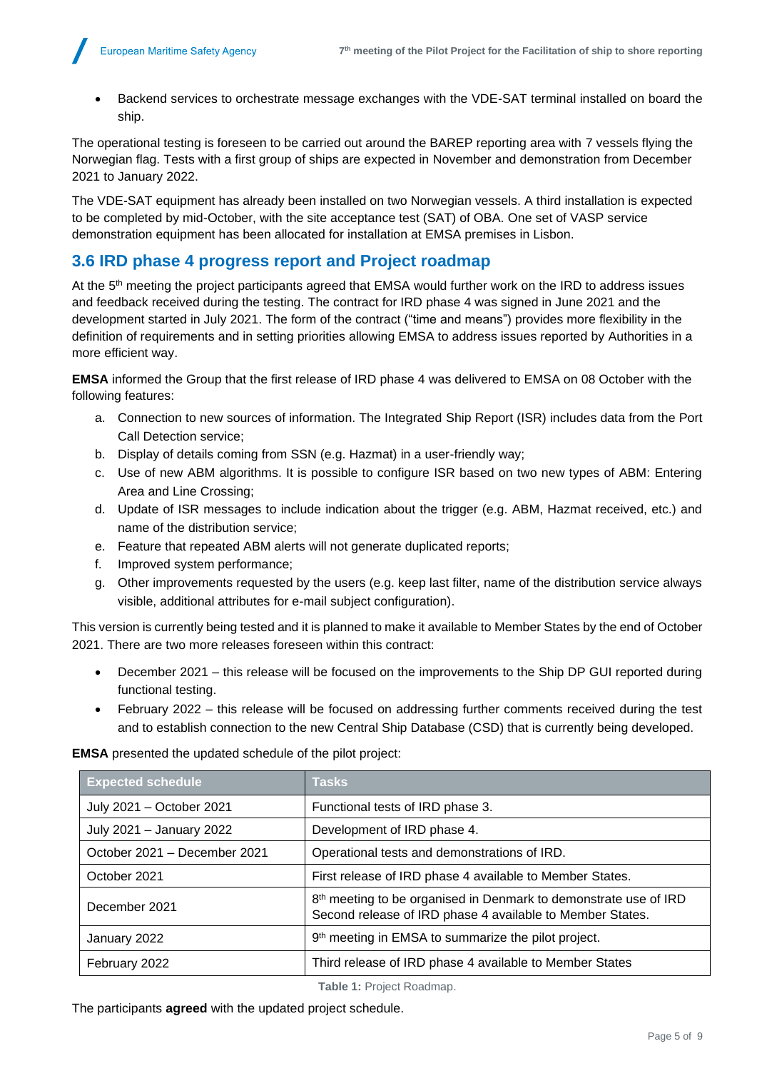- Backend services to orchestrate message exchanges with the VDE-SAT terminal installed on board the ship.

The operational testing is foreseen to be carried out around the BAREP reporting area with 7 vessels flying the Norwegian flag. Tests with a first group of ships are expected in November and demonstration from December 2021 to January 2022.

The VDE-SAT equipment has already been installed on two Norwegian vessels. A third installation is expected to be completed by mid-October, with the site acceptance test (SAT) of OBA. One set of VASP service demonstration equipment has been allocated for installation at EMSA premises in Lisbon.

### 3.6 IRD phase 4 progress report and Project roadmap

At the 5th meeting the project participants agreed that EMSA would further work on the IRD to address issues and feedback received during the testing. The contract for IRD phase 4 was signed in June 2021 and the development started in July 2021. The form of the contract ("time and means") provides more flexibility in the definition of requirements and in setting priorities allowing EMSA to address issues reported by Authorities in a more efficient way.

**EMSA** informed the Group that the first release of IRD phase 4 was delivered to EMSA on 08 October with the following features:

a. Connection to new sources of information. The Integrated Ship Report (ISR) includes data from the Port Call Detection service;
b. Display of details coming from SSN (e.g. Hazmat) in a user-friendly way;
c. Use of new ABM algorithms. It is possible to configure ISR based on two new types of ABM: Entering Area and Line Crossing;
d. Update of ISR messages to include indication about the trigger (e.g. ABM, Hazmat received, etc.) and name of the distribution service;
e. Feature that repeated ABM alerts will not generate duplicated reports;
f. Improved system performance;
g. Other improvements requested by the users (e.g. keep last filter, name of the distribution service always visible, additional attributes for e-mail subject configuration).

This version is currently being tested and it is planned to make it available to Member States by the end of October 2021. There are two more releases foreseen within this contract:

- December 2021 – this release will be focused on the improvements to the Ship DP GUI reported during functional testing.
- February 2022 – this release will be focused on addressing further comments received during the test and to establish connection to the new Central Ship Database (CSD) that is currently being developed.

**EMSA** presented the updated schedule of the pilot project:

| Expected schedule | Tasks |
| --- | --- |
| July 2021 – October 2021 | Functional tests of IRD phase 3. |
| July 2021 – January 2022 | Development of IRD phase 4. |
| October 2021 – December 2021 | Operational tests and demonstrations of IRD. |
| October 2021 | First release of IRD phase 4 available to Member States. |
| December 2021 | 8th meeting to be organised in Denmark to demonstrate use of IRD<br>Second release of IRD phase 4 available to Member States. |
| January 2022 | 9th meeting in EMSA to summarize the pilot project. |
| February 2022 | Third release of IRD phase 4 available to Member States |

**Table 1:** Project Roadmap.

The participants **agreed** with the updated project schedule.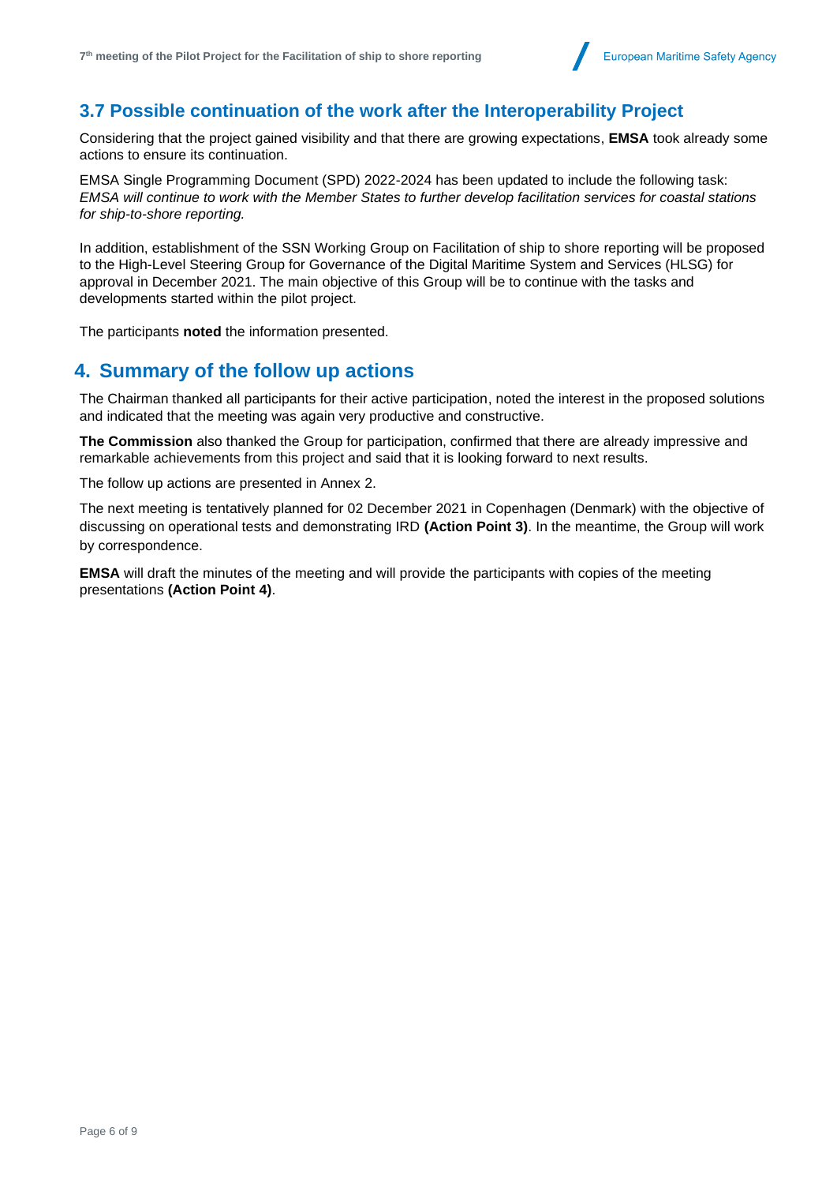## 3.7 Possible continuation of the work after the Interoperability Project

Considering that the project gained visibility and that there are growing expectations, **EMSA** took already some actions to ensure its continuation.

EMSA Single Programming Document (SPD) 2022-2024 has been updated to include the following task: *EMSA will continue to work with the Member States to further develop facilitation services for coastal stations for ship-to-shore reporting.*

In addition, establishment of the SSN Working Group on Facilitation of ship to shore reporting will be proposed to the High-Level Steering Group for Governance of the Digital Maritime System and Services (HLSG) for approval in December 2021. The main objective of this Group will be to continue with the tasks and developments started within the pilot project.

The participants **noted** the information presented.

# 4. Summary of the follow up actions

The Chairman thanked all participants for their active participation, noted the interest in the proposed solutions and indicated that the meeting was again very productive and constructive.

**The Commission** also thanked the Group for participation, confirmed that there are already impressive and remarkable achievements from this project and said that it is looking forward to next results.

The follow up actions are presented in Annex 2.

The next meeting is tentatively planned for 02 December 2021 in Copenhagen (Denmark) with the objective of discussing on operational tests and demonstrating IRD **(Action Point 3)**. In the meantime, the Group will work by correspondence.

**EMSA** will draft the minutes of the meeting and will provide the participants with copies of the meeting presentations **(Action Point 4)**.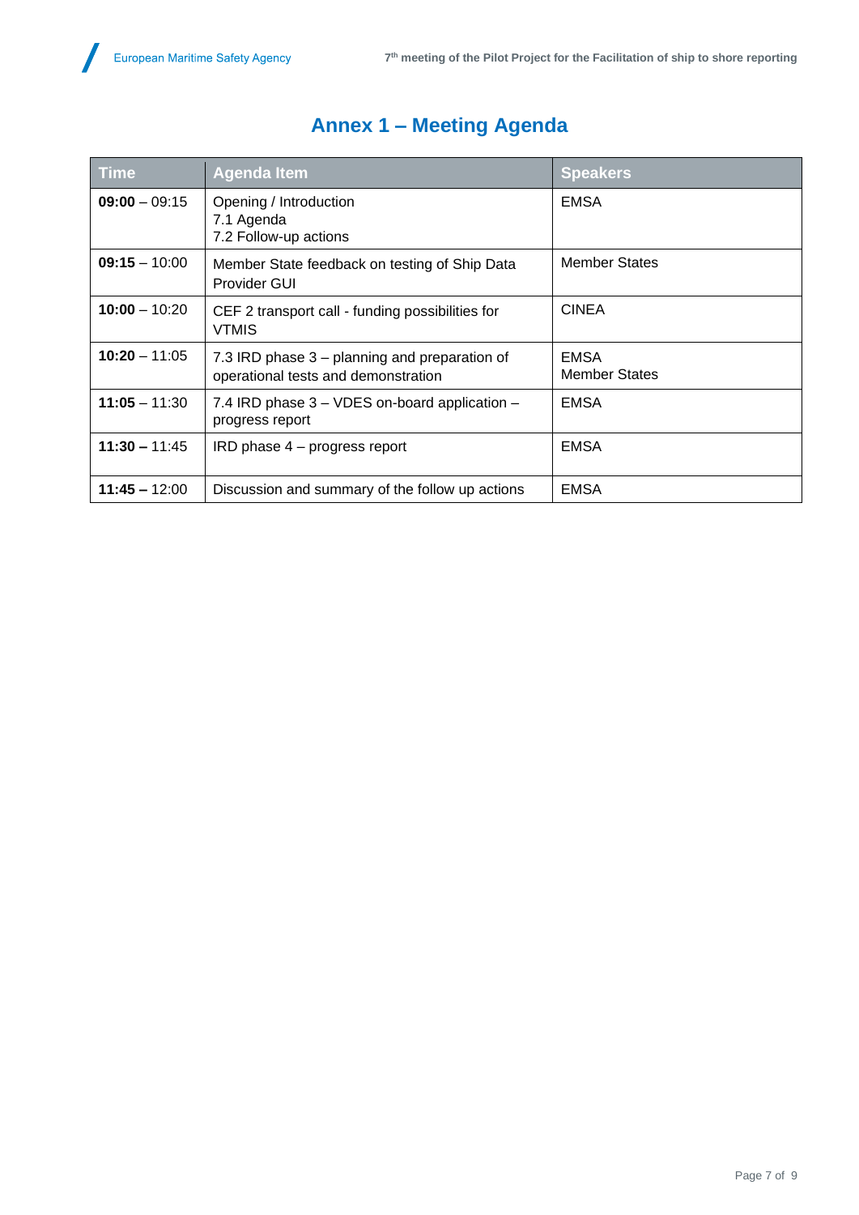# Annex 1 – Meeting Agenda

| Time | Agenda Item | Speakers |
|---|---|---|
| **09:00** – 09:15 | Opening / Introduction<br>7.1 Agenda<br>7.2 Follow-up actions | EMSA |
| **09:15** – 10:00 | Member State feedback on testing of Ship Data Provider GUI | Member States |
| **10:00** – 10:20 | CEF 2 transport call - funding possibilities for VTMIS | CINEA |
| **10:20** – 11:05 | 7.3 IRD phase 3 – planning and preparation of operational tests and demonstration | EMSA<br>Member States |
| **11:05** – 11:30 | 7.4 IRD phase 3 – VDES on-board application – progress report | EMSA |
| **11:30 –** 11:45 | IRD phase 4 – progress report | EMSA |
| **11:45 –** 12:00 | Discussion and summary of the follow up actions | EMSA |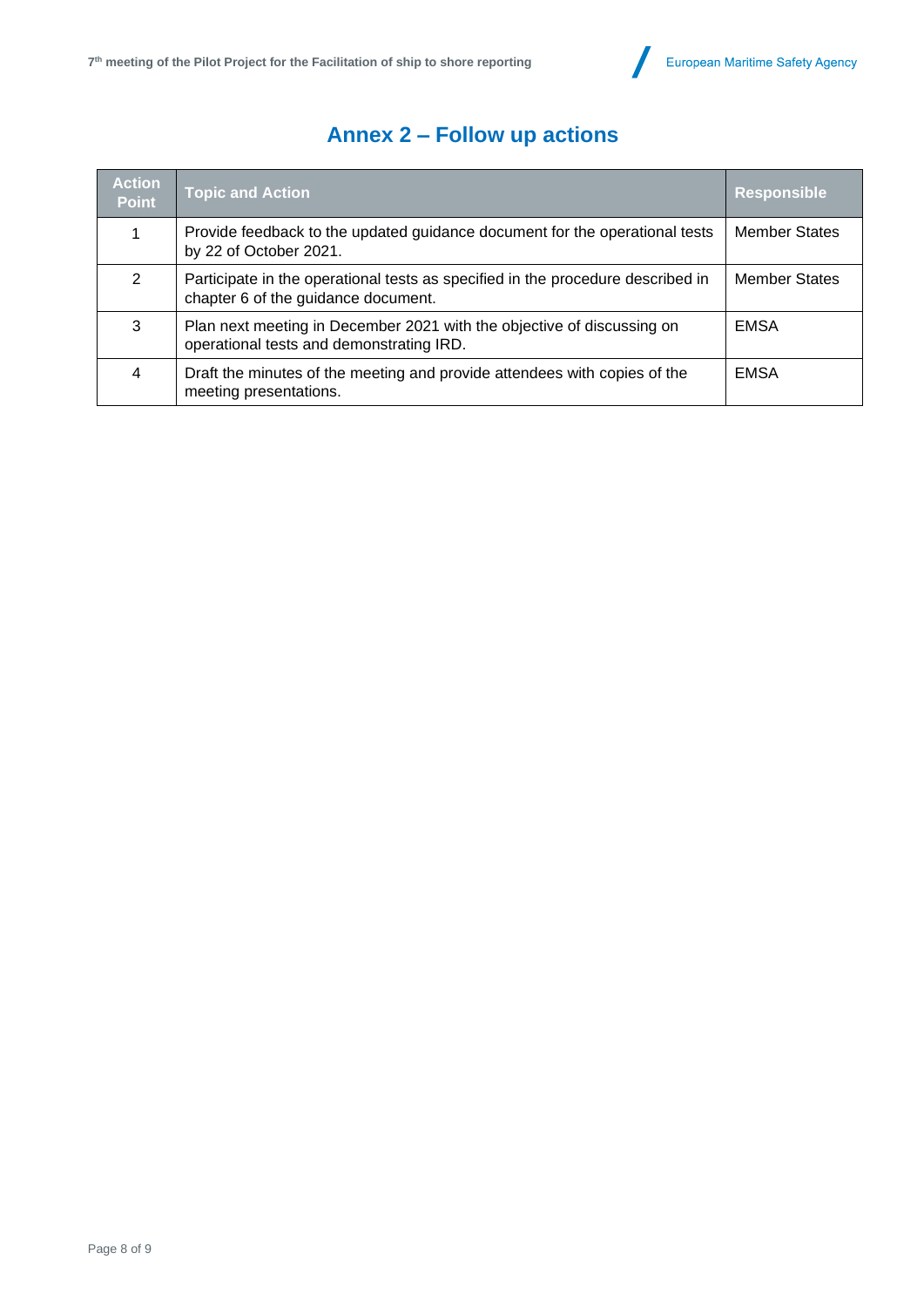## Annex 2 – Follow up actions

| Action Point | Topic and Action | Responsible |
|---|---|---|
| 1 | Provide feedback to the updated guidance document for the operational tests by 22 of October 2021. | Member States |
| 2 | Participate in the operational tests as specified in the procedure described in chapter 6 of the guidance document. | Member States |
| 3 | Plan next meeting in December 2021 with the objective of discussing on operational tests and demonstrating IRD. | EMSA |
| 4 | Draft the minutes of the meeting and provide attendees with copies of the meeting presentations. | EMSA |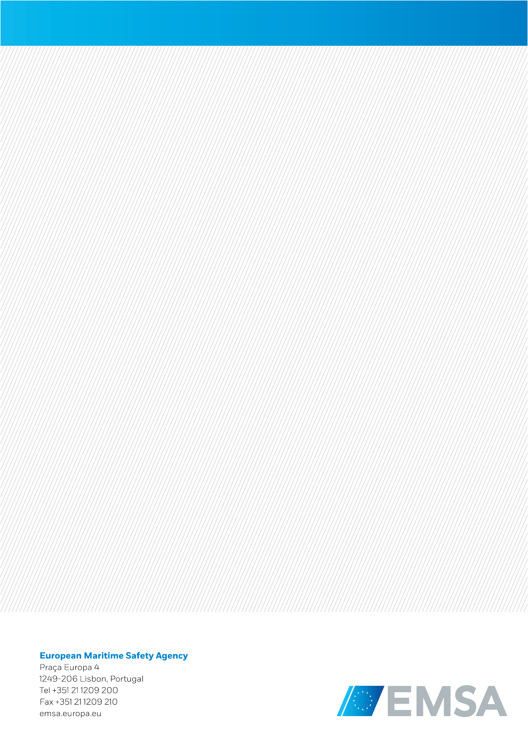**European Maritime Safety Agency**

Praça Europa 4
1249-206 Lisbon, Portugal
Tel +351 21 1209 200
Fax +351 21 1209 210
emsa.europa.eu

EMSA